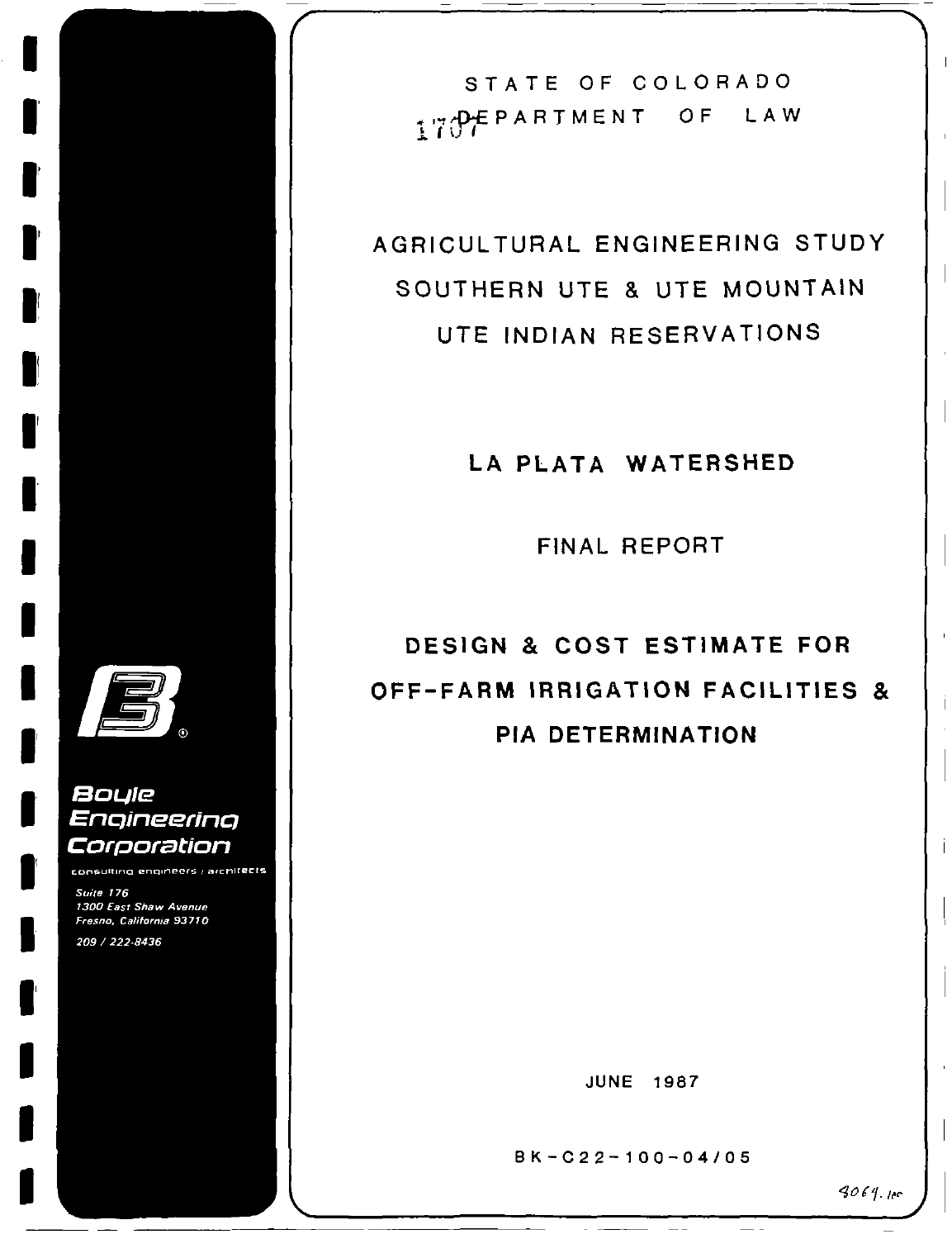STATE OF COLORADO

DEPARTMENT OF LAW

# AGRICULTURAL ENGINEERING STUDY SOUTHERN UTE & UTE MOUNTAIN UTE INDIAN RESERVATIONS

## LA PLATA WATERSHED

FINAL REPORT

## DESIGN & COST ESTIMATE FOR OFF-FARM IRRIGATION FACILITIES & PIA DETERMINATION

JUNE 1987

BK-C22-100-04/05

**Boyle Engineering Corporation**

consulting engineers / architects

*Suite 176*
*1300 East Shaw Avenue*
*Fresno, California 93710*

*209 / 222-8436*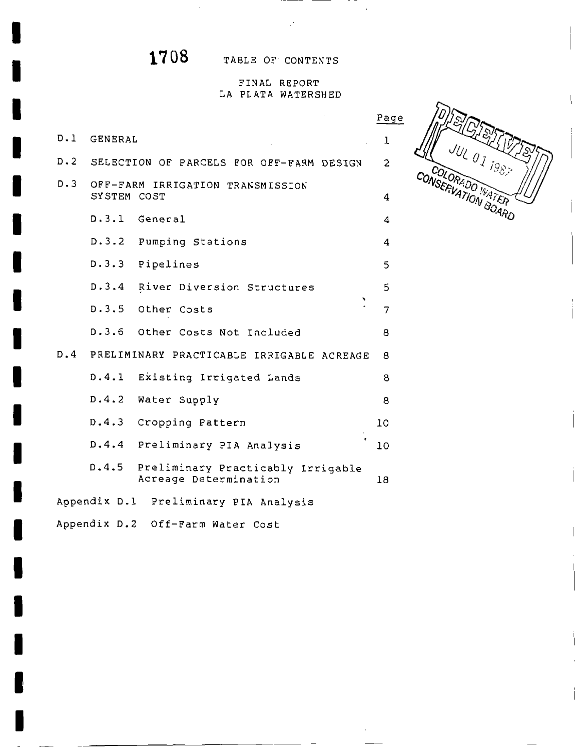1708

# TABLE OF CONTENTS

## FINAL REPORT
## LA PLATA WATERSHED

RECEIVED
JUL 01 1987
COLORADO WATER CONSERVATION BOARD

| | | Page |
|---|---|---|
| D.1 | GENERAL | 1 |
| D.2 | SELECTION OF PARCELS FOR OFF-FARM DESIGN | 2 |
| D.3 | OFF-FARM IRRIGATION TRANSMISSION SYSTEM COST | 4 |
| | D.3.1 General | 4 |
| | D.3.2 Pumping Stations | 4 |
| | D.3.3 Pipelines | 5 |
| | D.3.4 River Diversion Structures | 5 |
| | D.3.5 Other Costs | 7 |
| | D.3.6 Other Costs Not Included | 8 |
| D.4 | PRELIMINARY PRACTICABLE IRRIGABLE ACREAGE | 8 |
| | D.4.1 Existing Irrigated Lands | 8 |
| | D.4.2 Water Supply | 8 |
| | D.4.3 Cropping Pattern | 10 |
| | D.4.4 Preliminary PIA Analysis | 10 |
| | D.4.5 Preliminary Practicably Irrigable Acreage Determination | 18 |

Appendix D.1 Preliminary PIA Analysis

Appendix D.2 Off-Farm Water Cost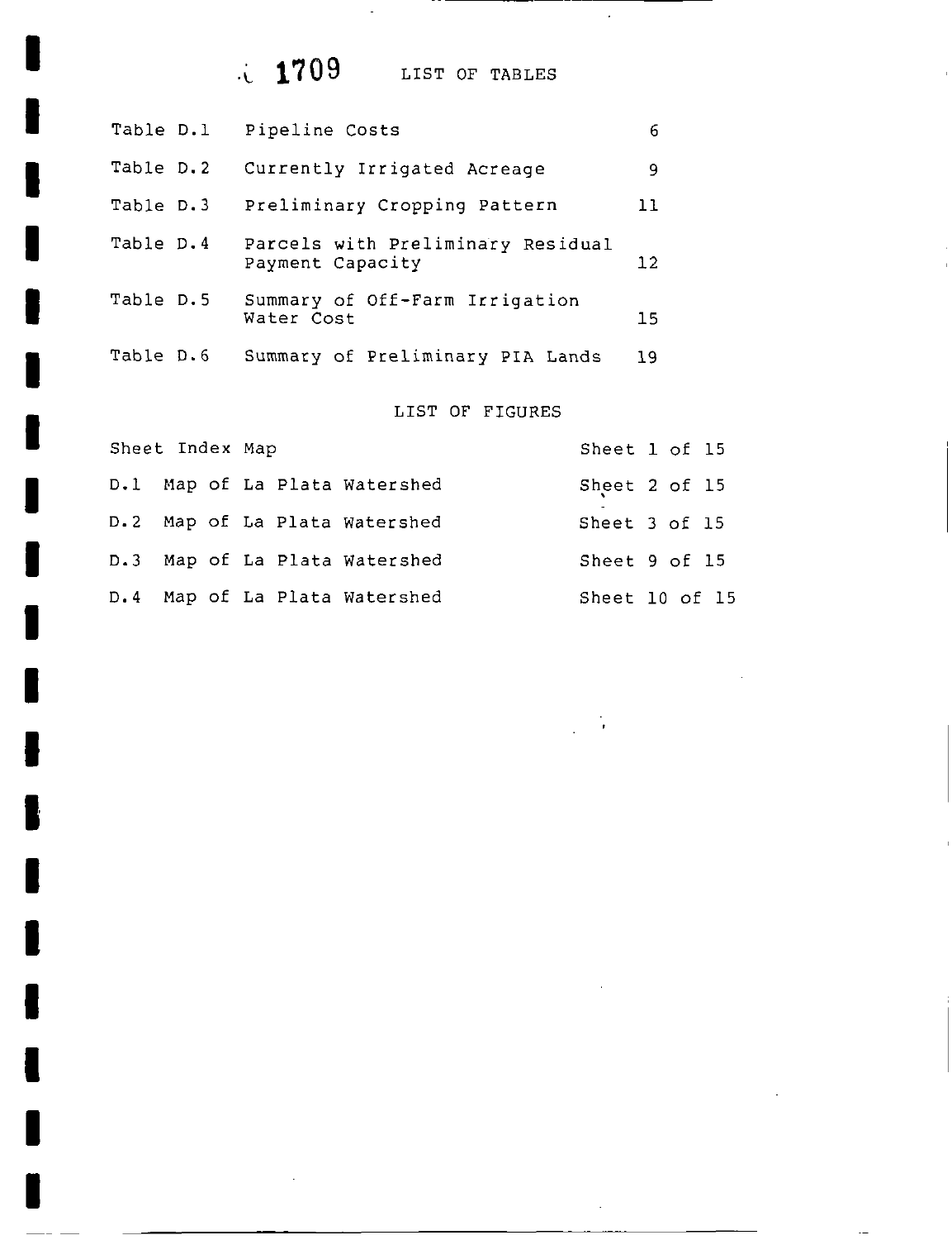1709

## LIST OF TABLES

| | | |
|---|---|---|
| Table D.1 | Pipeline Costs | 6 |
| Table D.2 | Currently Irrigated Acreage | 9 |
| Table D.3 | Preliminary Cropping Pattern | 11 |
| Table D.4 | Parcels with Preliminary Residual Payment Capacity | 12 |
| Table D.5 | Summary of Off-Farm Irrigation Water Cost | 15 |
| Table D.6 | Summary of Preliminary PIA Lands | 19 |

## LIST OF FIGURES

| | |
|---|---|
| Sheet Index Map | Sheet 1 of 15 |
| D.1 Map of La Plata Watershed | Sheet 2 of 15 |
| D.2 Map of La Plata Watershed | Sheet 3 of 15 |
| D.3 Map of La Plata Watershed | Sheet 9 of 15 |
| D.4 Map of La Plata Watershed | Sheet 10 of 15 |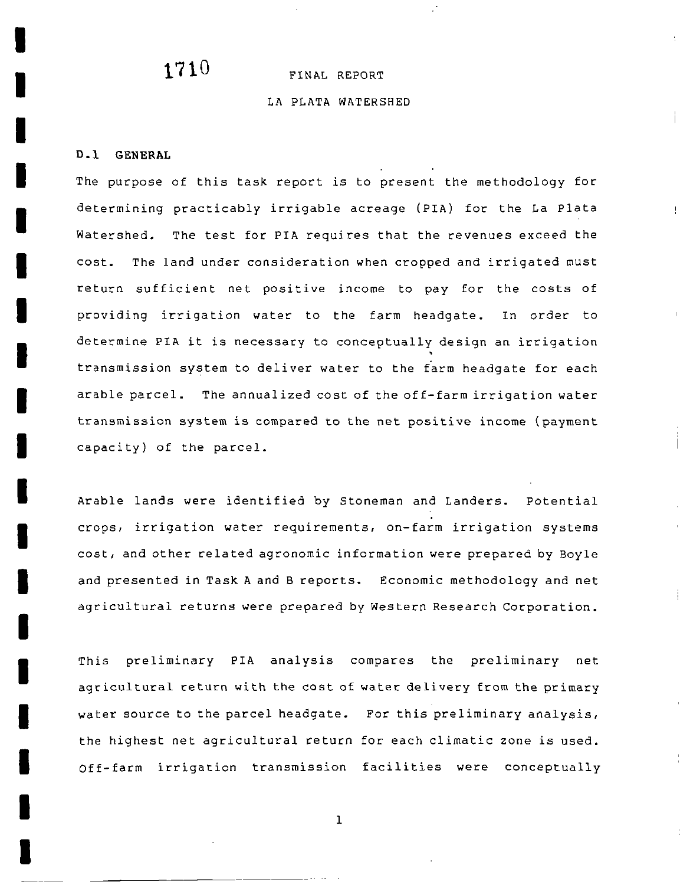1710

# FINAL REPORT

# LA PLATA WATERSHED

## D.1 GENERAL

The purpose of this task report is to present the methodology for determining practicably irrigable acreage (PIA) for the La Plata Watershed. The test for PIA requires that the revenues exceed the cost. The land under consideration when cropped and irrigated must return sufficient net positive income to pay for the costs of providing irrigation water to the farm headgate. In order to determine PIA it is necessary to conceptually design an irrigation transmission system to deliver water to the farm headgate for each arable parcel. The annualized cost of the off-farm irrigation water transmission system is compared to the net positive income (payment capacity) of the parcel.

Arable lands were identified by Stoneman and Landers. Potential crops, irrigation water requirements, on-farm irrigation systems cost, and other related agronomic information were prepared by Boyle and presented in Task A and B reports. Economic methodology and net agricultural returns were prepared by Western Research Corporation.

This preliminary PIA analysis compares the preliminary net agricultural return with the cost of water delivery from the primary water source to the parcel headgate. For this preliminary analysis, the highest net agricultural return for each climatic zone is used. Off-farm irrigation transmission facilities were conceptually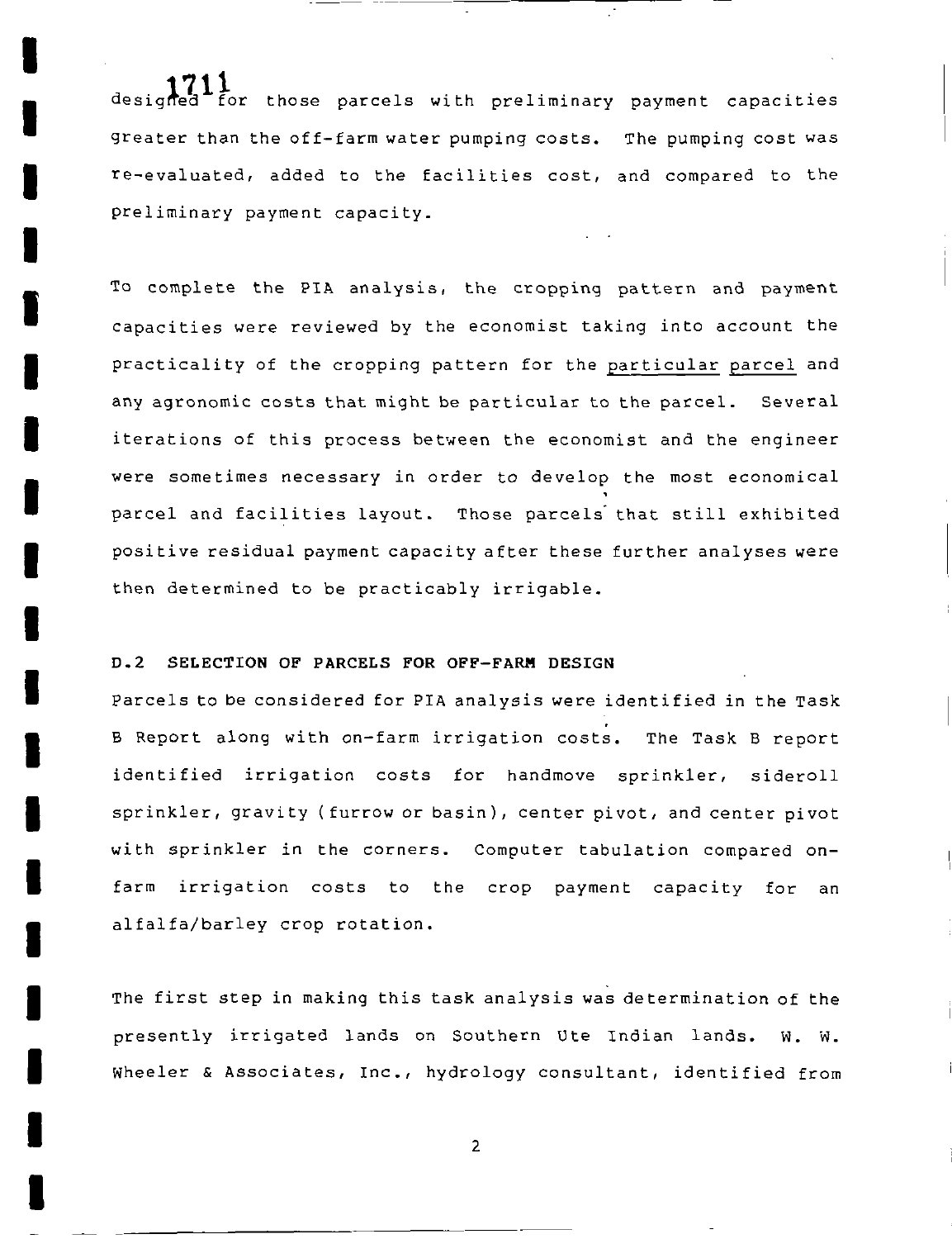designed for those parcels with preliminary payment capacities greater than the off-farm water pumping costs. The pumping cost was re-evaluated, added to the facilities cost, and compared to the preliminary payment capacity.

To complete the PIA analysis, the cropping pattern and payment capacities were reviewed by the economist taking into account the practicality of the cropping pattern for the particular parcel and any agronomic costs that might be particular to the parcel. Several iterations of this process between the economist and the engineer were sometimes necessary in order to develop the most economical parcel and facilities layout. Those parcels that still exhibited positive residual payment capacity after these further analyses were then determined to be practicably irrigable.

### D.2 SELECTION OF PARCELS FOR OFF-FARM DESIGN

Parcels to be considered for PIA analysis were identified in the Task B Report along with on-farm irrigation costs. The Task B report identified irrigation costs for handmove sprinkler, sideroll sprinkler, gravity (furrow or basin), center pivot, and center pivot with sprinkler in the corners. Computer tabulation compared on-farm irrigation costs to the crop payment capacity for an alfalfa/barley crop rotation.

The first step in making this task analysis was determination of the presently irrigated lands on Southern Ute Indian lands. W. W. Wheeler & Associates, Inc., hydrology consultant, identified from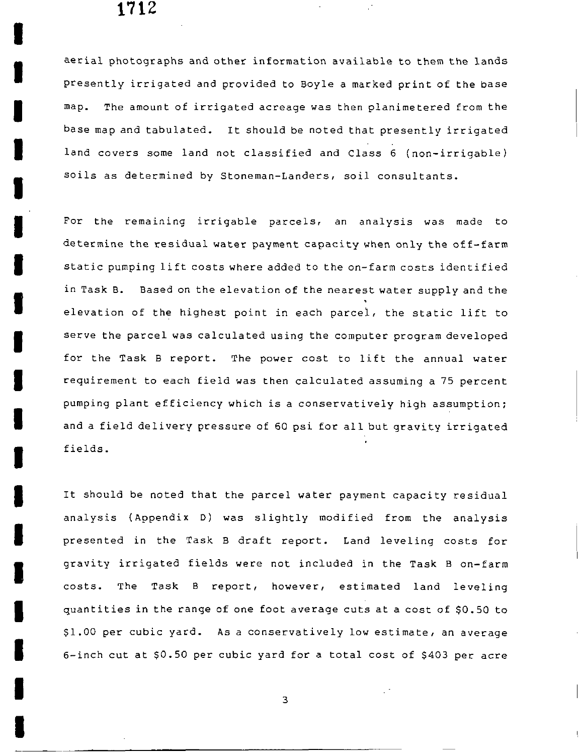aerial photographs and other information available to them the lands presently irrigated and provided to Boyle a marked print of the base map. The amount of irrigated acreage was then planimetered from the base map and tabulated. It should be noted that presently irrigated land covers some land not classified and Class 6 (non-irrigable) soils as determined by Stoneman-Landers, soil consultants.

For the remaining irrigable parcels, an analysis was made to determine the residual water payment capacity when only the off-farm static pumping lift costs where added to the on-farm costs identified in Task B. Based on the elevation of the nearest water supply and the elevation of the highest point in each parcel, the static lift to serve the parcel was calculated using the computer program developed for the Task B report. The power cost to lift the annual water requirement to each field was then calculated assuming a 75 percent pumping plant efficiency which is a conservatively high assumption; and a field delivery pressure of 60 psi for all but gravity irrigated fields.

It should be noted that the parcel water payment capacity residual analysis (Appendix D) was slightly modified from the analysis presented in the Task B draft report. Land leveling costs for gravity irrigated fields were not included in the Task B on-farm costs. The Task B report, however, estimated land leveling quantities in the range of one foot average cuts at a cost of $0.50 to $1.00 per cubic yard. As a conservatively low estimate, an average 6-inch cut at $0.50 per cubic yard for a total cost of $403 per acre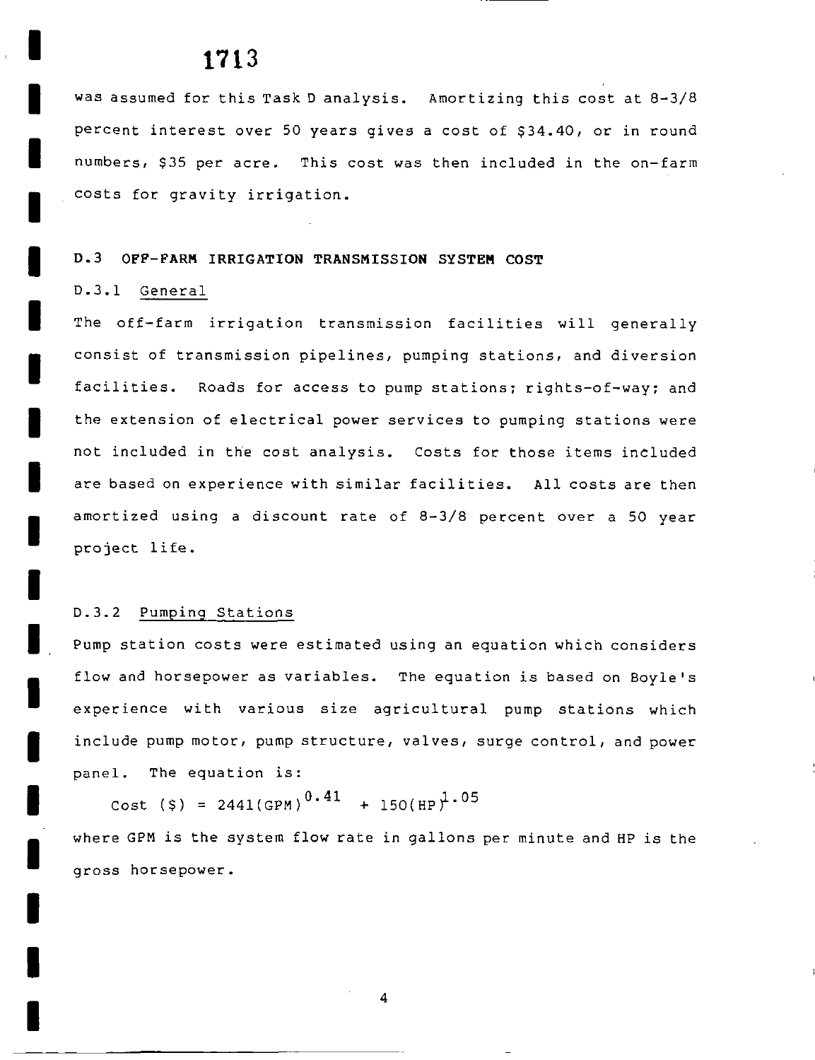was assumed for this Task D analysis. Amortizing this cost at 8-3/8 percent interest over 50 years gives a cost of $34.40, or in round numbers, $35 per acre. This cost was then included in the on-farm costs for gravity irrigation.

## D.3 OFF-FARM IRRIGATION TRANSMISSION SYSTEM COST

### D.3.1 General

The off-farm irrigation transmission facilities will generally consist of transmission pipelines, pumping stations, and diversion facilities. Roads for access to pump stations; rights-of-way; and the extension of electrical power services to pumping stations were not included in the cost analysis. Costs for those items included are based on experience with similar facilities. All costs are then amortized using a discount rate of 8-3/8 percent over a 50 year project life.

### D.3.2 Pumping Stations

Pump station costs were estimated using an equation which considers flow and horsepower as variables. The equation is based on Boyle's experience with various size agricultural pump stations which include pump motor, pump structure, valves, surge control, and power panel. The equation is:

$$\text{Cost (\$)} = 2441(\text{GPM})^{0.41} + 150(\text{HP})^{1.05}$$

where GPM is the system flow rate in gallons per minute and HP is the gross horsepower.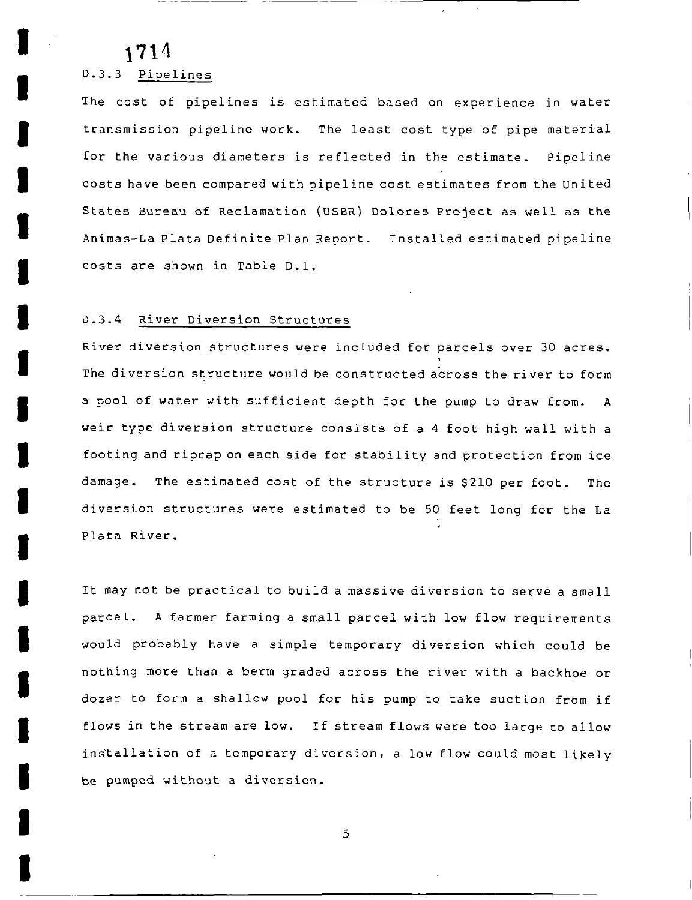### D.3.3 Pipelines

The cost of pipelines is estimated based on experience in water transmission pipeline work. The least cost type of pipe material for the various diameters is reflected in the estimate. Pipeline costs have been compared with pipeline cost estimates from the United States Bureau of Reclamation (USBR) Dolores Project as well as the Animas-La Plata Definite Plan Report. Installed estimated pipeline costs are shown in Table D.1.

### D.3.4 River Diversion Structures

River diversion structures were included for parcels over 30 acres. The diversion structure would be constructed across the river to form a pool of water with sufficient depth for the pump to draw from. A weir type diversion structure consists of a 4 foot high wall with a footing and riprap on each side for stability and protection from ice damage. The estimated cost of the structure is $210 per foot. The diversion structures were estimated to be 50 feet long for the La Plata River.

It may not be practical to build a massive diversion to serve a small parcel. A farmer farming a small parcel with low flow requirements would probably have a simple temporary diversion which could be nothing more than a berm graded across the river with a backhoe or dozer to form a shallow pool for his pump to take suction from if flows in the stream are low. If stream flows were too large to allow installation of a temporary diversion, a low flow could most likely be pumped without a diversion.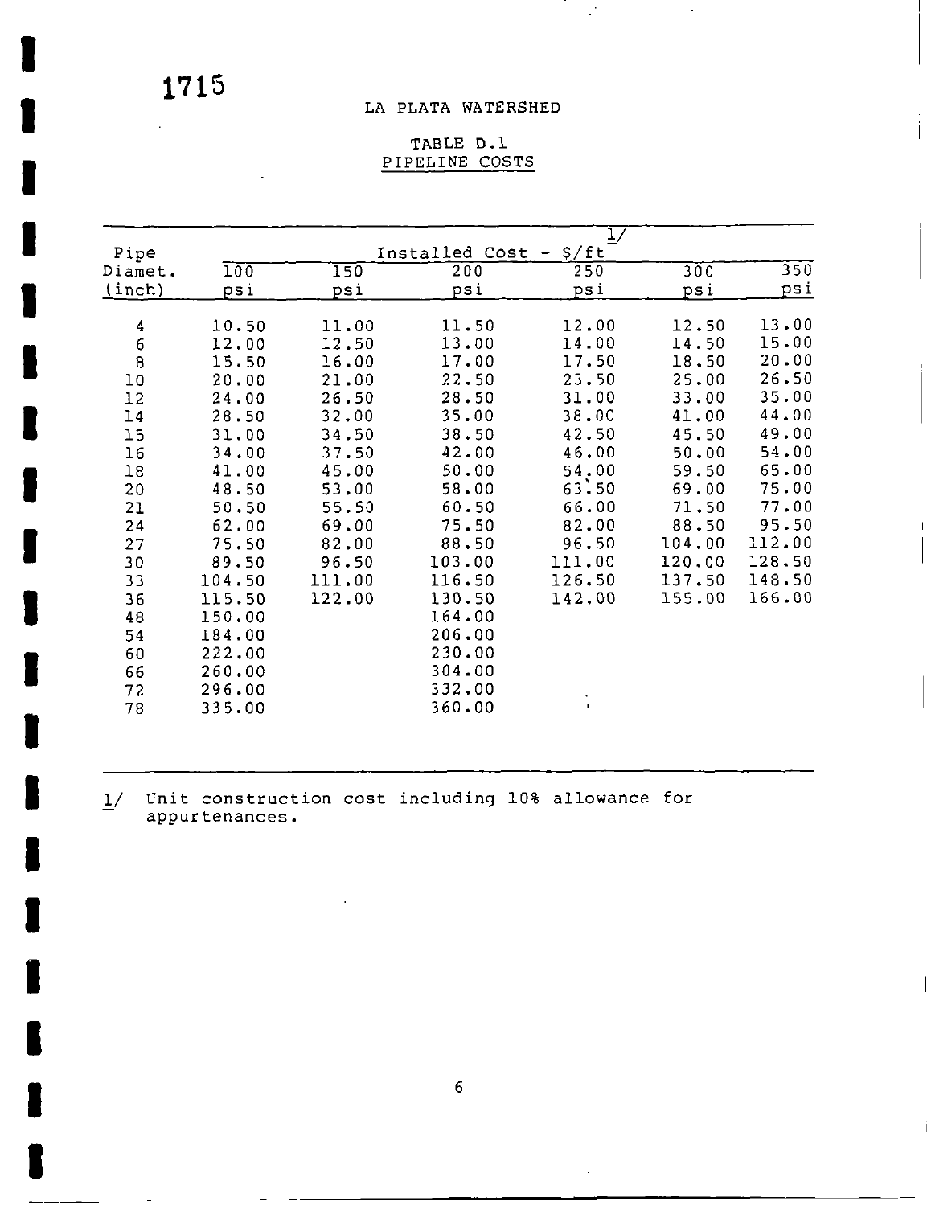1715

## LA PLATA WATERSHED

### TABLE D.1
### PIPELINE COSTS

| Pipe Diamet. (inch) | Installed Cost - $/ft [1/] | | | | | |
|---|---|---|---|---|---|---|
| | 100 psi | 150 psi | 200 psi | 250 psi | 300 psi | 350 psi |
| 4 | 10.50 | 11.00 | 11.50 | 12.00 | 12.50 | 13.00 |
| 6 | 12.00 | 12.50 | 13.00 | 14.00 | 14.50 | 15.00 |
| 8 | 15.50 | 16.00 | 17.00 | 17.50 | 18.50 | 20.00 |
| 10 | 20.00 | 21.00 | 22.50 | 23.50 | 25.00 | 26.50 |
| 12 | 24.00 | 26.50 | 28.50 | 31.00 | 33.00 | 35.00 |
| 14 | 28.50 | 32.00 | 35.00 | 38.00 | 41.00 | 44.00 |
| 15 | 31.00 | 34.50 | 38.50 | 42.50 | 45.50 | 49.00 |
| 16 | 34.00 | 37.50 | 42.00 | 46.00 | 50.00 | 54.00 |
| 18 | 41.00 | 45.00 | 50.00 | 54.00 | 59.50 | 65.00 |
| 20 | 48.50 | 53.00 | 58.00 | 63.50 | 69.00 | 75.00 |
| 21 | 50.50 | 55.50 | 60.50 | 66.00 | 71.50 | 77.00 |
| 24 | 62.00 | 69.00 | 75.50 | 82.00 | 88.50 | 95.50 |
| 27 | 75.50 | 82.00 | 88.50 | 96.50 | 104.00 | 112.00 |
| 30 | 89.50 | 96.50 | 103.00 | 111.00 | 120.00 | 128.50 |
| 33 | 104.50 | 111.00 | 116.50 | 126.50 | 137.50 | 148.50 |
| 36 | 115.50 | 122.00 | 130.50 | 142.00 | 155.00 | 166.00 |
| 48 | 150.00 | | 164.00 | | | |
| 54 | 184.00 | | 206.00 | | | |
| 60 | 222.00 | | 230.00 | | | |
| 66 | 260.00 | | 304.00 | | | |
| 72 | 296.00 | | 332.00 | | | |
| 78 | 335.00 | | 360.00 | | | |

1/ Unit construction cost including 10% allowance for appurtenances.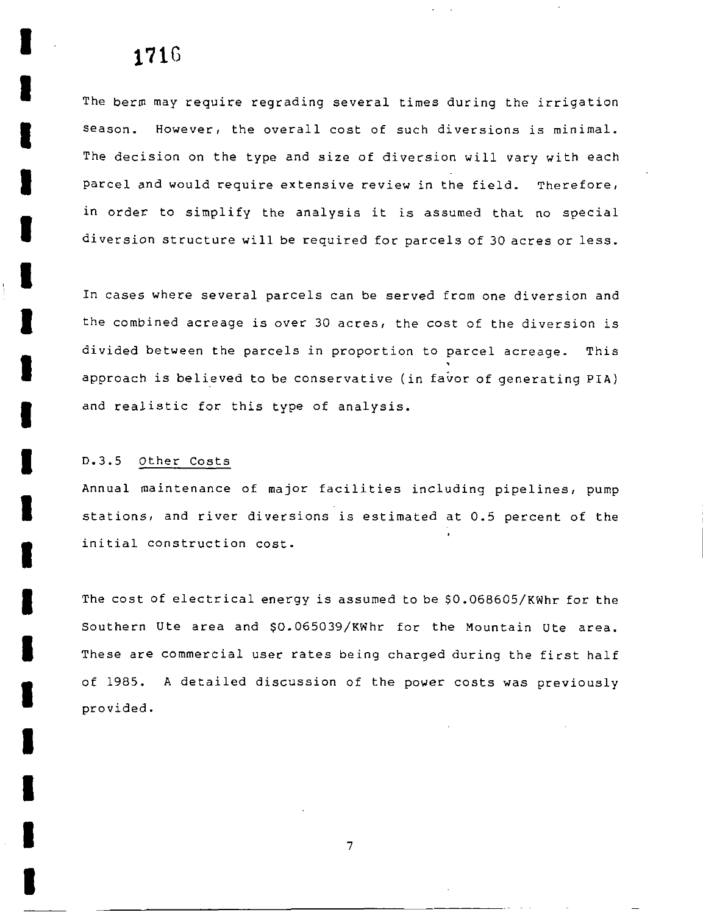The berm may require regrading several times during the irrigation season. However, the overall cost of such diversions is minimal. The decision on the type and size of diversion will vary with each parcel and would require extensive review in the field. Therefore, in order to simplify the analysis it is assumed that no special diversion structure will be required for parcels of 30 acres or less.

In cases where several parcels can be served from one diversion and the combined acreage is over 30 acres, the cost of the diversion is divided between the parcels in proportion to parcel acreage. This approach is believed to be conservative (in favor of generating PIA) and realistic for this type of analysis.

### D.3.5 Other Costs

Annual maintenance of major facilities including pipelines, pump stations, and river diversions is estimated at 0.5 percent of the initial construction cost.

The cost of electrical energy is assumed to be $0.068605/KWhr for the Southern Ute area and $0.065039/KWhr for the Mountain Ute area. These are commercial user rates being charged during the first half of 1985. A detailed discussion of the power costs was previously provided.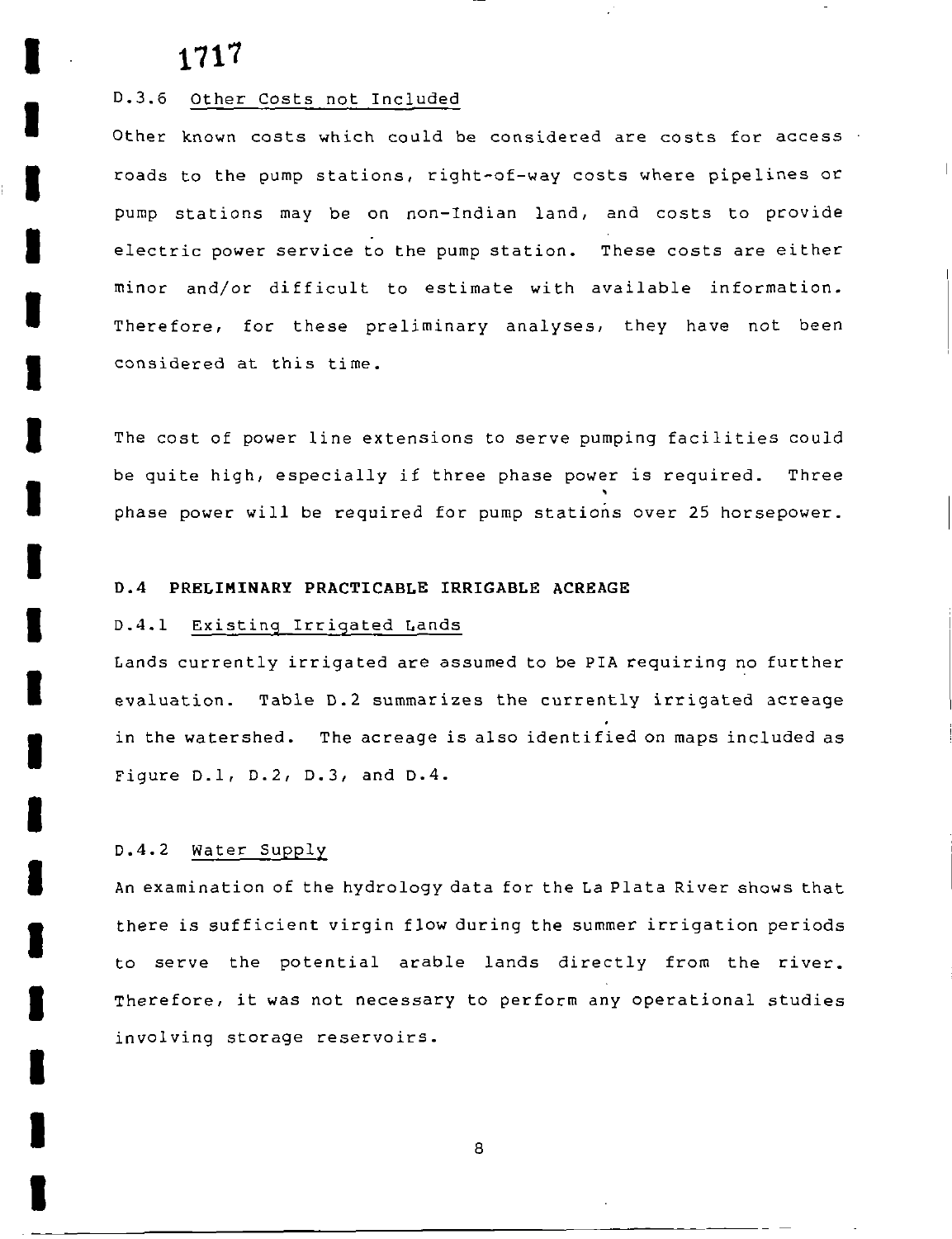### D.3.6 Other Costs not Included

Other known costs which could be considered are costs for access roads to the pump stations, right-of-way costs where pipelines or pump stations may be on non-Indian land, and costs to provide electric power service to the pump station. These costs are either minor and/or difficult to estimate with available information. Therefore, for these preliminary analyses, they have not been considered at this time.

The cost of power line extensions to serve pumping facilities could be quite high, especially if three phase power is required. Three phase power will be required for pump stations over 25 horsepower.

## D.4 PRELIMINARY PRACTICABLE IRRIGABLE ACREAGE

### D.4.1 Existing Irrigated Lands

Lands currently irrigated are assumed to be PIA requiring no further evaluation. Table D.2 summarizes the currently irrigated acreage in the watershed. The acreage is also identified on maps included as Figure D.1, D.2, D.3, and D.4.

### D.4.2 Water Supply

An examination of the hydrology data for the La Plata River shows that there is sufficient virgin flow during the summer irrigation periods to serve the potential arable lands directly from the river. Therefore, it was not necessary to perform any operational studies involving storage reservoirs.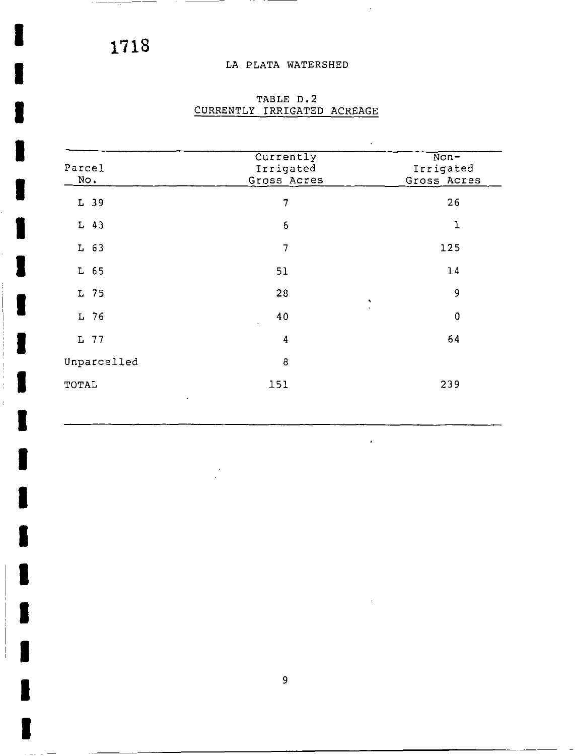1718

## LA PLATA WATERSHED

### TABLE D.2
### CURRENTLY IRRIGATED ACREAGE

| Parcel No. | Currently Irrigated Gross Acres | Non-Irrigated Gross Acres |
|---|---|---|
| L 39 | 7 | 26 |
| L 43 | 6 | 1 |
| L 63 | 7 | 125 |
| L 65 | 51 | 14 |
| L 75 | 28 | 9 |
| L 76 | 40 | 0 |
| L 77 | 4 | 64 |
| Unparcelled | 8 | |
| TOTAL | 151 | 239 |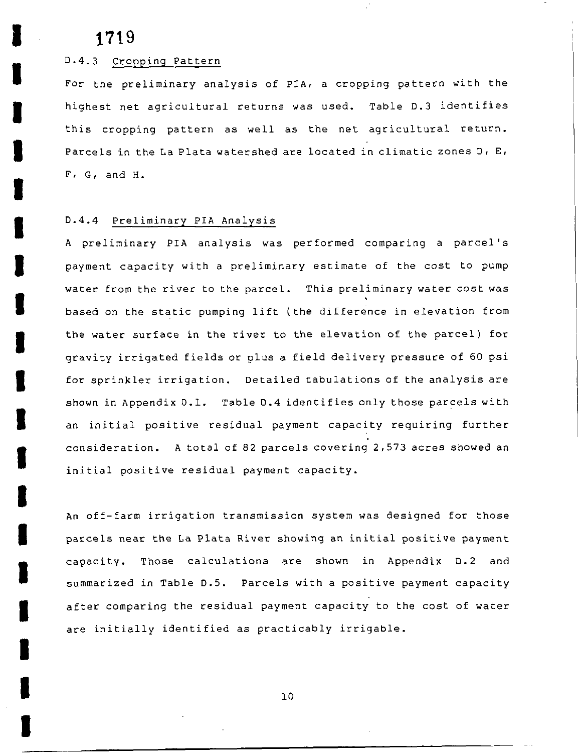### D.4.3 Cropping Pattern

For the preliminary analysis of PIA, a cropping pattern with the highest net agricultural returns was used. Table D.3 identifies this cropping pattern as well as the net agricultural return. Parcels in the La Plata watershed are located in climatic zones D, E, F, G, and H.

### D.4.4 Preliminary PIA Analysis

A preliminary PIA analysis was performed comparing a parcel's payment capacity with a preliminary estimate of the cost to pump water from the river to the parcel. This preliminary water cost was based on the static pumping lift (the difference in elevation from the water surface in the river to the elevation of the parcel) for gravity irrigated fields or plus a field delivery pressure of 60 psi for sprinkler irrigation. Detailed tabulations of the analysis are shown in Appendix D.1. Table D.4 identifies only those parcels with an initial positive residual payment capacity requiring further consideration. A total of 82 parcels covering 2,573 acres showed an initial positive residual payment capacity.

An off-farm irrigation transmission system was designed for those parcels near the La Plata River showing an initial positive payment capacity. Those calculations are shown in Appendix D.2 and summarized in Table D.5. Parcels with a positive payment capacity after comparing the residual payment capacity to the cost of water are initially identified as practicably irrigable.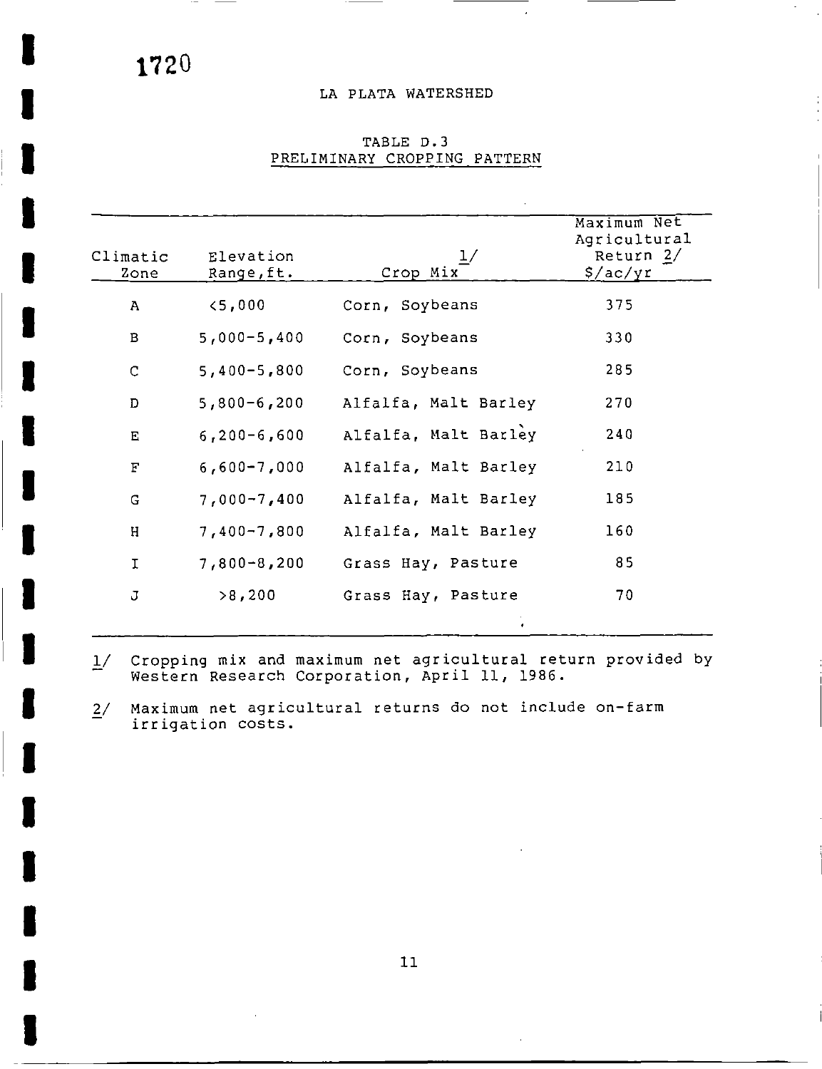1720

# LA PLATA WATERSHED

## TABLE D.3
## PRELIMINARY CROPPING PATTERN

| Climatic Zone | Elevation Range, ft. | Crop Mix 1/ | Maximum Net Agricultural Return 2/ $/ac/yr |
|---|---|---|---|
| A | <5,000 | Corn, Soybeans | 375 |
| B | 5,000-5,400 | Corn, Soybeans | 330 |
| C | 5,400-5,800 | Corn, Soybeans | 285 |
| D | 5,800-6,200 | Alfalfa, Malt Barley | 270 |
| E | 6,200-6,600 | Alfalfa, Malt Barley | 240 |
| F | 6,600-7,000 | Alfalfa, Malt Barley | 210 |
| G | 7,000-7,400 | Alfalfa, Malt Barley | 185 |
| H | 7,400-7,800 | Alfalfa, Malt Barley | 160 |
| I | 7,800-8,200 | Grass Hay, Pasture | 85 |
| J | >8,200 | Grass Hay, Pasture | 70 |

1/ Cropping mix and maximum net agricultural return provided by Western Research Corporation, April 11, 1986.

2/ Maximum net agricultural returns do not include on-farm irrigation costs.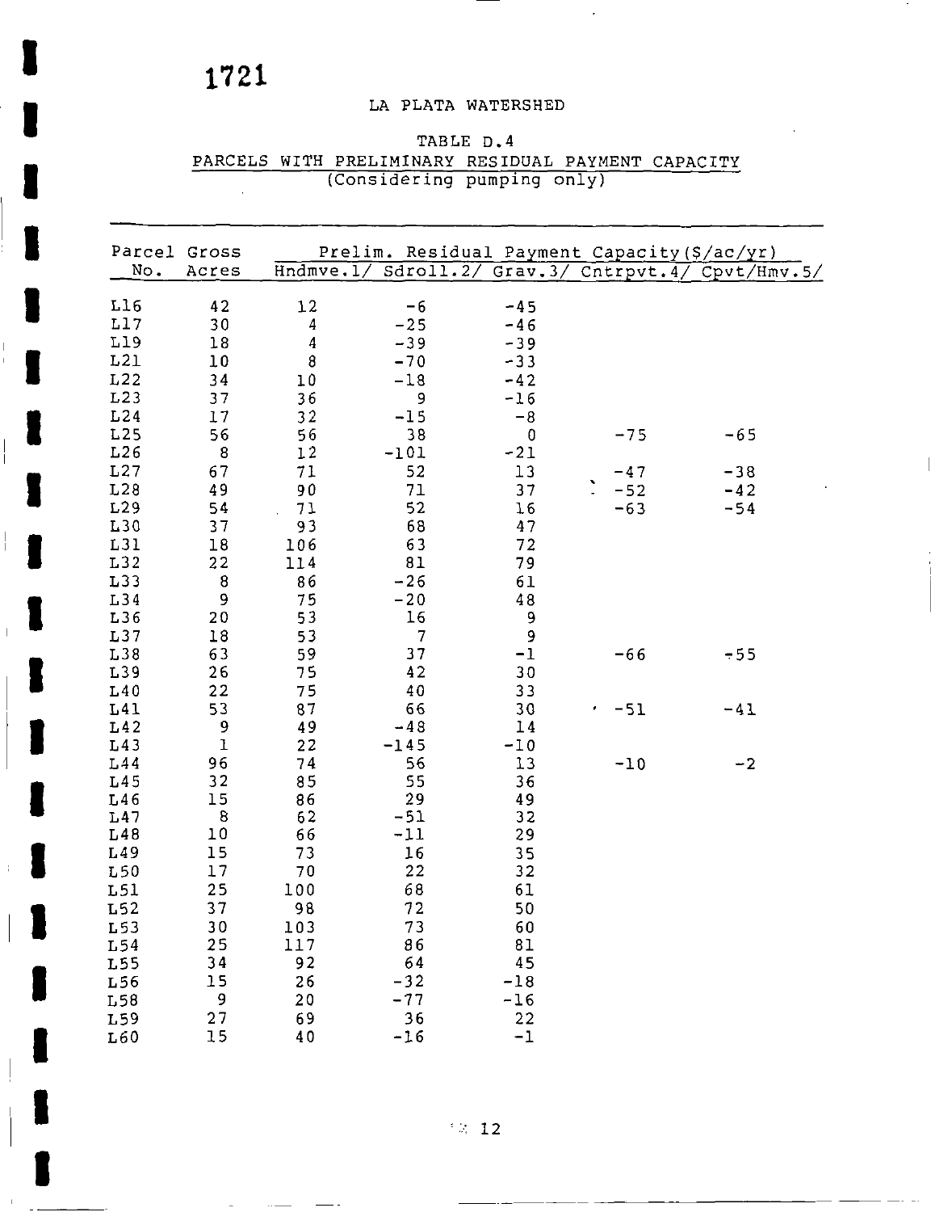1721

LA PLATA WATERSHED

TABLE D.4
PARCELS WITH PRELIMINARY RESIDUAL PAYMENT CAPACITY
(Considering pumping only)

| Parcel No. | Gross Acres | Prelim. Residual Payment Capacity($/ac/yr) | | | | |
|---|---|---|---|---|---|---|
| | | Hndmve.1/ | Sdroll.2/ | Grav.3/ | Cntrpvt.4/ | Cpvt/Hmv.5/ |
| L16 | 42 | 12 | -6 | -45 | | |
| L17 | 30 | 4 | -25 | -46 | | |
| L19 | 18 | 4 | -39 | -39 | | |
| L21 | 10 | 8 | -70 | -33 | | |
| L22 | 34 | 10 | -18 | -42 | | |
| L23 | 37 | 36 | 9 | -16 | | |
| L24 | 17 | 32 | -15 | -8 | | |
| L25 | 56 | 56 | 38 | 0 | -75 | -65 |
| L26 | 8 | 12 | -101 | -21 | | |
| L27 | 67 | 71 | 52 | 13 | -47 | -38 |
| L28 | 49 | 90 | 71 | 37 | -52 | -42 |
| L29 | 54 | 71 | 52 | 16 | -63 | -54 |
| L30 | 37 | 93 | 68 | 47 | | |
| L31 | 18 | 106 | 63 | 72 | | |
| L32 | 22 | 114 | 81 | 79 | | |
| L33 | 8 | 86 | -26 | 61 | | |
| L34 | 9 | 75 | -20 | 48 | | |
| L36 | 20 | 53 | 16 | 9 | | |
| L37 | 18 | 53 | 7 | 9 | | |
| L38 | 63 | 59 | 37 | -1 | -66 | -55 |
| L39 | 26 | 75 | 42 | 30 | | |
| L40 | 22 | 75 | 40 | 33 | | |
| L41 | 53 | 87 | 66 | 30 | -51 | -41 |
| L42 | 9 | 49 | -48 | 14 | | |
| L43 | 1 | 22 | -145 | -10 | | |
| L44 | 96 | 74 | 56 | 13 | -10 | -2 |
| L45 | 32 | 85 | 55 | 36 | | |
| L46 | 15 | 86 | 29 | 49 | | |
| L47 | 8 | 62 | -51 | 32 | | |
| L48 | 10 | 66 | -11 | 29 | | |
| L49 | 15 | 73 | 16 | 35 | | |
| L50 | 17 | 70 | 22 | 32 | | |
| L51 | 25 | 100 | 68 | 61 | | |
| L52 | 37 | 98 | 72 | 50 | | |
| L53 | 30 | 103 | 73 | 60 | | |
| L54 | 25 | 117 | 86 | 81 | | |
| L55 | 34 | 92 | 64 | 45 | | |
| L56 | 15 | 26 | -32 | -18 | | |
| L58 | 9 | 20 | -77 | -16 | | |
| L59 | 27 | 69 | 36 | 22 | | |
| L60 | 15 | 40 | -16 | -1 | | |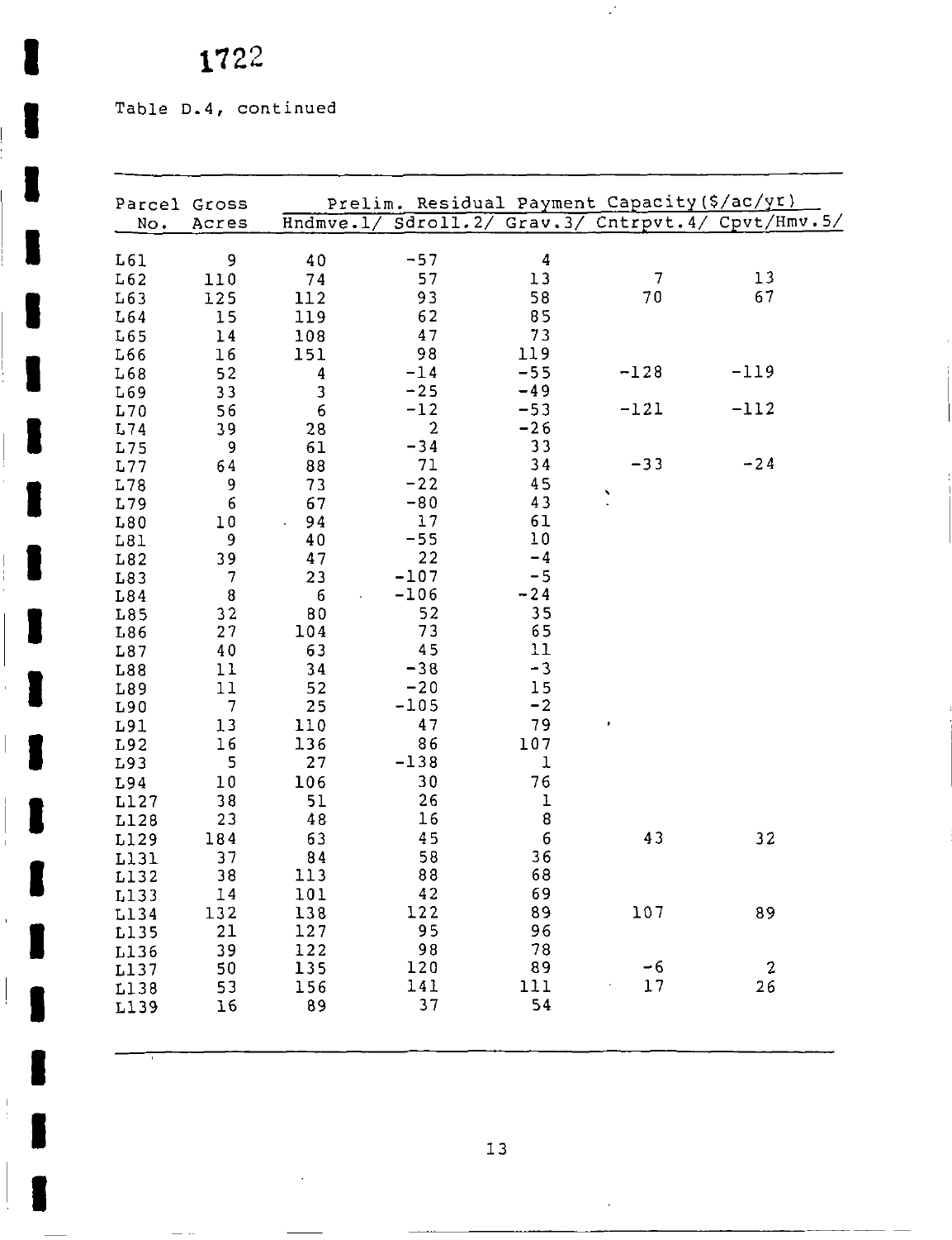Table D.4, continued

| Parcel No. | Gross Acres | Prelim. Residual Payment Capacity ($/ac/yr) | | | | |
|---|---|---|---|---|---|---|
| | | Hndmve.1/ | Sdroll.2/ | Grav.3/ | Cntrpvt.4/ | Cpvt/Hmv.5/ |
| L61 | 9 | 40 | -57 | 4 | | |
| L62 | 110 | 74 | 57 | 13 | 7 | 13 |
| L63 | 125 | 112 | 93 | 58 | 70 | 67 |
| L64 | 15 | 119 | 62 | 85 | | |
| L65 | 14 | 108 | 47 | 73 | | |
| L66 | 16 | 151 | 98 | 119 | | |
| L68 | 52 | 4 | -14 | -55 | -128 | -119 |
| L69 | 33 | 3 | -25 | -49 | | |
| L70 | 56 | 6 | -12 | -53 | -121 | -112 |
| L74 | 39 | 28 | 2 | -26 | | |
| L75 | 9 | 61 | -34 | 33 | | |
| L77 | 64 | 88 | 71 | 34 | -33 | -24 |
| L78 | 9 | 73 | -22 | 45 | | |
| L79 | 6 | 67 | -80 | 43 | | |
| L80 | 10 | 94 | 17 | 61 | | |
| L81 | 9 | 40 | -55 | 10 | | |
| L82 | 39 | 47 | 22 | -4 | | |
| L83 | 7 | 23 | -107 | -5 | | |
| L84 | 8 | 6 | -106 | -24 | | |
| L85 | 32 | 80 | 52 | 35 | | |
| L86 | 27 | 104 | 73 | 65 | | |
| L87 | 40 | 63 | 45 | 11 | | |
| L88 | 11 | 34 | -38 | -3 | | |
| L89 | 11 | 52 | -20 | 15 | | |
| L90 | 7 | 25 | -105 | -2 | | |
| L91 | 13 | 110 | 47 | 79 | | |
| L92 | 16 | 136 | 86 | 107 | | |
| L93 | 5 | 27 | -138 | 1 | | |
| L94 | 10 | 106 | 30 | 76 | | |
| L127 | 38 | 51 | 26 | 1 | | |
| L128 | 23 | 48 | 16 | 8 | | |
| L129 | 184 | 63 | 45 | 6 | 43 | 32 |
| L131 | 37 | 84 | 58 | 36 | | |
| L132 | 38 | 113 | 88 | 68 | | |
| L133 | 14 | 101 | 42 | 69 | | |
| L134 | 132 | 138 | 122 | 89 | 107 | 89 |
| L135 | 21 | 127 | 95 | 96 | | |
| L136 | 39 | 122 | 98 | 78 | | |
| L137 | 50 | 135 | 120 | 89 | -6 | 2 |
| L138 | 53 | 156 | 141 | 111 | 17 | 26 |
| L139 | 16 | 89 | 37 | 54 | | |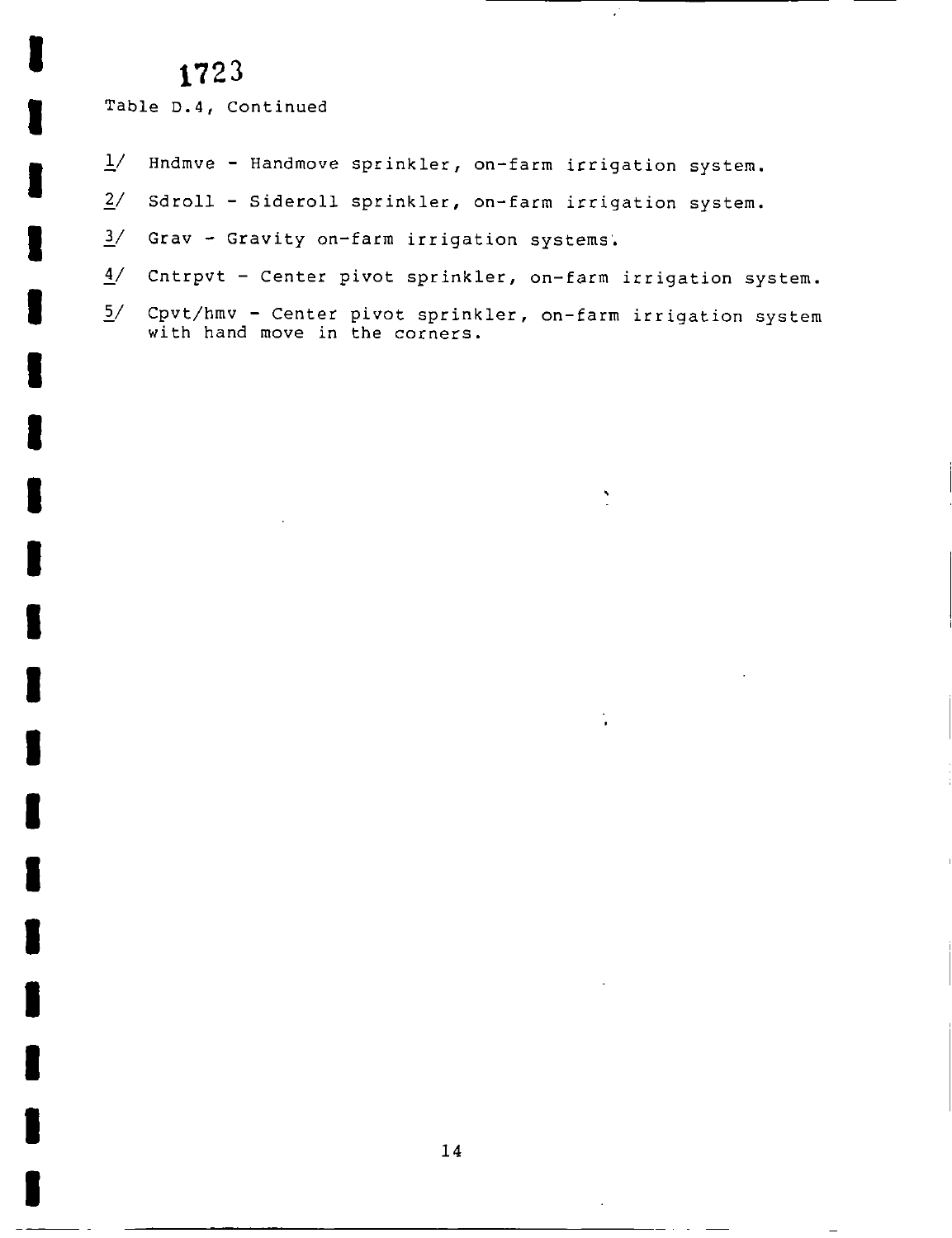1723

Table D.4, Continued

1/ Hndmve - Handmove sprinkler, on-farm irrigation system.

2/ Sdroll - Sideroll sprinkler, on-farm irrigation system.

3/ Grav - Gravity on-farm irrigation systems.

4/ Cntrpvt - Center pivot sprinkler, on-farm irrigation system.

5/ Cpvt/hmv - Center pivot sprinkler, on-farm irrigation system with hand move in the corners.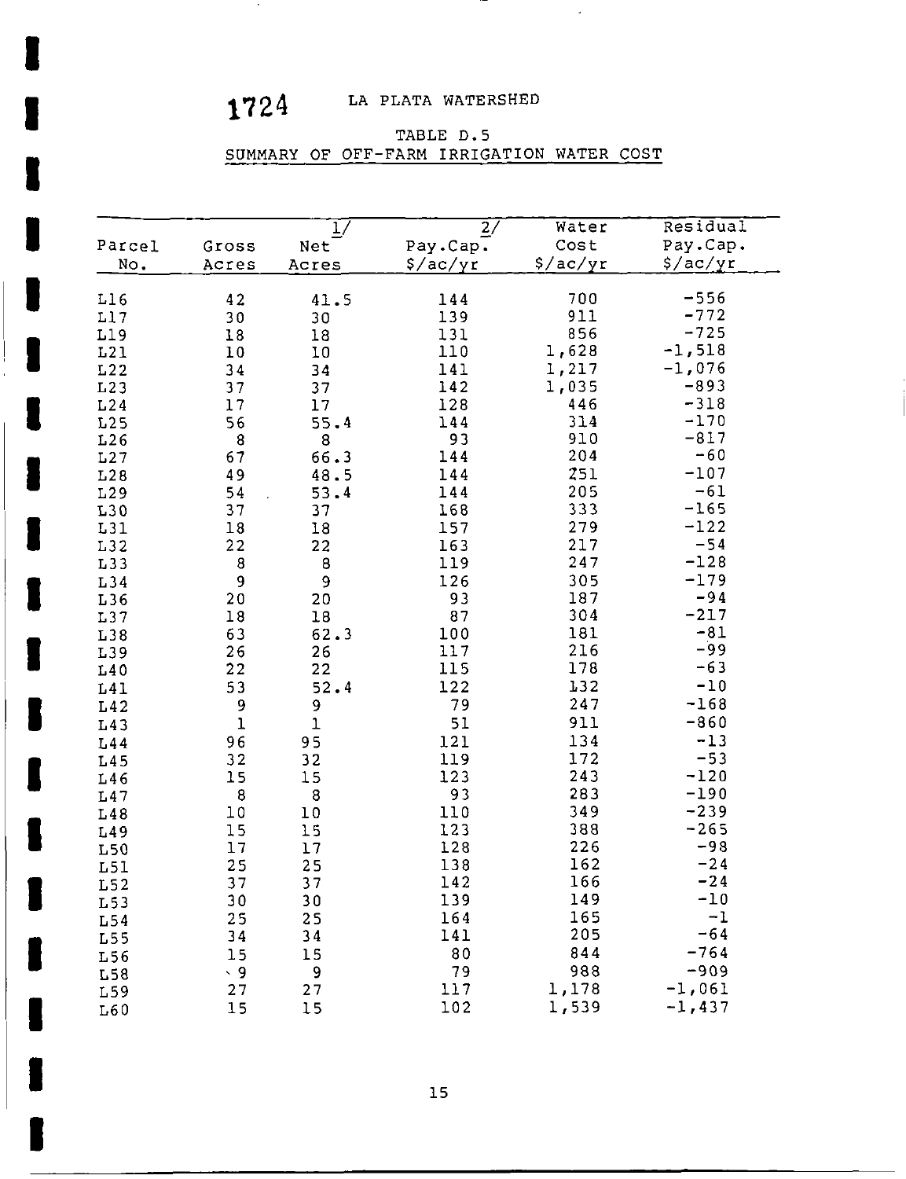1724 LA PLATA WATERSHED

TABLE D.5
SUMMARY OF OFF-FARM IRRIGATION WATER COST

| Parcel No. | Gross Acres | 1/ Net Acres | 2/ Pay.Cap. $/ac/yr | Water Cost $/ac/yr | Residual Pay.Cap. $/ac/yr |
|---|---|---|---|---|---|
| L16 | 42 | 41.5 | 144 | 700 | -556 |
| L17 | 30 | 30 | 139 | 911 | -772 |
| L19 | 18 | 18 | 131 | 856 | -725 |
| L21 | 10 | 10 | 110 | 1,628 | -1,518 |
| L22 | 34 | 34 | 141 | 1,217 | -1,076 |
| L23 | 37 | 37 | 142 | 1,035 | -893 |
| L24 | 17 | 17 | 128 | 446 | -318 |
| L25 | 56 | 55.4 | 144 | 314 | -170 |
| L26 | 8 | 8 | 93 | 910 | -817 |
| L27 | 67 | 66.3 | 144 | 204 | -60 |
| L28 | 49 | 48.5 | 144 | 251 | -107 |
| L29 | 54 | 53.4 | 144 | 205 | -61 |
| L30 | 37 | 37 | 168 | 333 | -165 |
| L31 | 18 | 18 | 157 | 279 | -122 |
| L32 | 22 | 22 | 163 | 217 | -54 |
| L33 | 8 | 8 | 119 | 247 | -128 |
| L34 | 9 | 9 | 126 | 305 | -179 |
| L36 | 20 | 20 | 93 | 187 | -94 |
| L37 | 18 | 18 | 87 | 304 | -217 |
| L38 | 63 | 62.3 | 100 | 181 | -81 |
| L39 | 26 | 26 | 117 | 216 | -99 |
| L40 | 22 | 22 | 115 | 178 | -63 |
| L41 | 53 | 52.4 | 122 | 132 | -10 |
| L42 | 9 | 9 | 79 | 247 | -168 |
| L43 | 1 | 1 | 51 | 911 | -860 |
| L44 | 96 | 95 | 121 | 134 | -13 |
| L45 | 32 | 32 | 119 | 172 | -53 |
| L46 | 15 | 15 | 123 | 243 | -120 |
| L47 | 8 | 8 | 93 | 283 | -190 |
| L48 | 10 | 10 | 110 | 349 | -239 |
| L49 | 15 | 15 | 123 | 388 | -265 |
| L50 | 17 | 17 | 128 | 226 | -98 |
| L51 | 25 | 25 | 138 | 162 | -24 |
| L52 | 37 | 37 | 142 | 166 | -24 |
| L53 | 30 | 30 | 139 | 149 | -10 |
| L54 | 25 | 25 | 164 | 165 | -1 |
| L55 | 34 | 34 | 141 | 205 | -64 |
| L56 | 15 | 15 | 80 | 844 | -764 |
| L58 | 9 | 9 | 79 | 988 | -909 |
| L59 | 27 | 27 | 117 | 1,178 | -1,061 |
| L60 | 15 | 15 | 102 | 1,539 | -1,437 |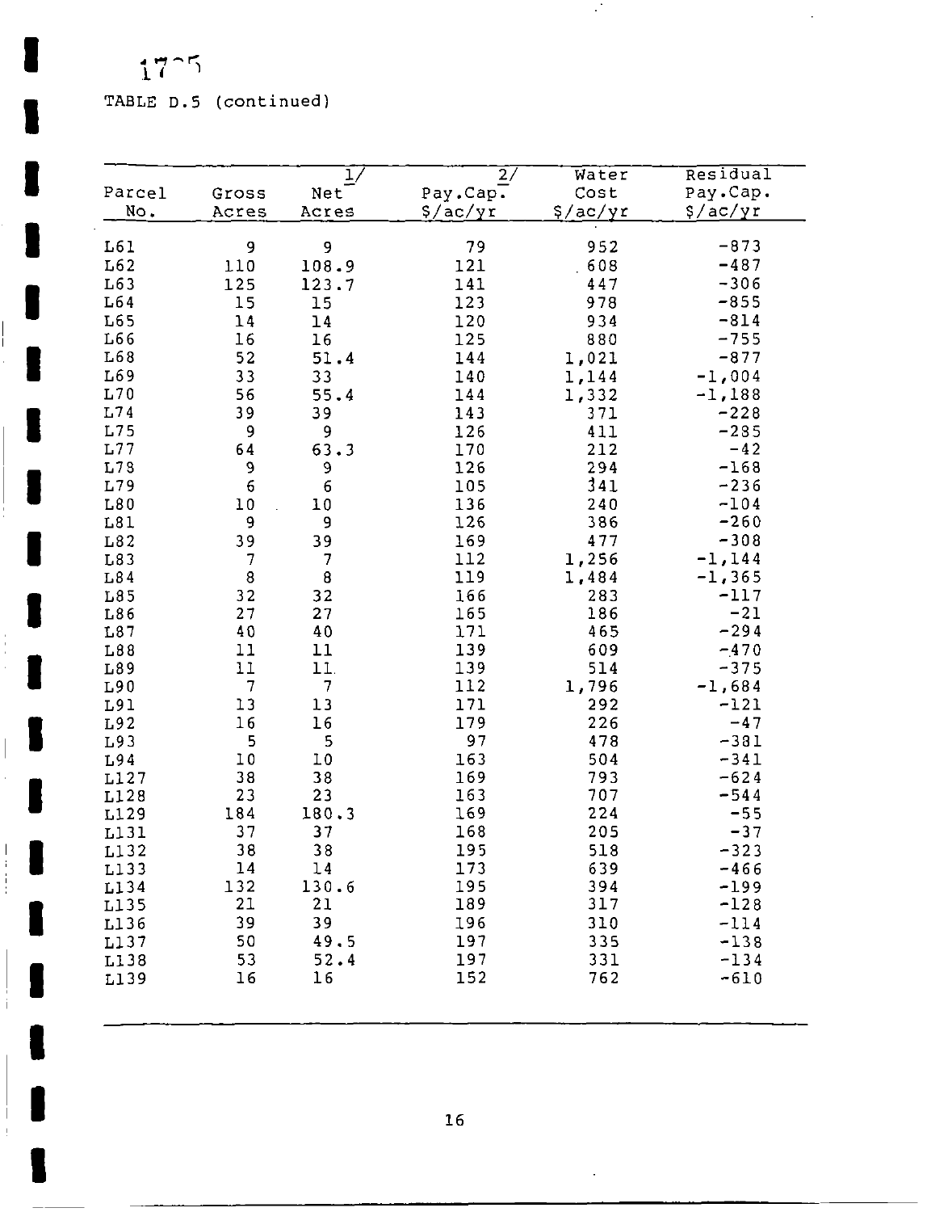TABLE D.5 (continued)

| Parcel No. | Gross Acres | Net Acres 1/ | Pay.Cap. 2/ $/ac/yr | Water Cost $/ac/yr | Residual Pay.Cap. $/ac/yr |
|---|---|---|---|---|---|
| L61 | 9 | 9 | 79 | 952 | -873 |
| L62 | 110 | 108.9 | 121 | 608 | -487 |
| L63 | 125 | 123.7 | 141 | 447 | -306 |
| L64 | 15 | 15 | 123 | 978 | -855 |
| L65 | 14 | 14 | 120 | 934 | -814 |
| L66 | 16 | 16 | 125 | 880 | -755 |
| L68 | 52 | 51.4 | 144 | 1,021 | -877 |
| L69 | 33 | 33 | 140 | 1,144 | -1,004 |
| L70 | 56 | 55.4 | 144 | 1,332 | -1,188 |
| L74 | 39 | 39 | 143 | 371 | -228 |
| L75 | 9 | 9 | 126 | 411 | -285 |
| L77 | 64 | 63.3 | 170 | 212 | -42 |
| L78 | 9 | 9 | 126 | 294 | -168 |
| L79 | 6 | 6 | 105 | 341 | -236 |
| L80 | 10 | 10 | 136 | 240 | -104 |
| L81 | 9 | 9 | 126 | 386 | -260 |
| L82 | 39 | 39 | 169 | 477 | -308 |
| L83 | 7 | 7 | 112 | 1,256 | -1,144 |
| L84 | 8 | 8 | 119 | 1,484 | -1,365 |
| L85 | 32 | 32 | 166 | 283 | -117 |
| L86 | 27 | 27 | 165 | 186 | -21 |
| L87 | 40 | 40 | 171 | 465 | -294 |
| L88 | 11 | 11 | 139 | 609 | -470 |
| L89 | 11 | 11 | 139 | 514 | -375 |
| L90 | 7 | 7 | 112 | 1,796 | -1,684 |
| L91 | 13 | 13 | 171 | 292 | -121 |
| L92 | 16 | 16 | 179 | 226 | -47 |
| L93 | 5 | 5 | 97 | 478 | -381 |
| L94 | 10 | 10 | 163 | 504 | -341 |
| L127 | 38 | 38 | 169 | 793 | -624 |
| L128 | 23 | 23 | 163 | 707 | -544 |
| L129 | 184 | 180.3 | 169 | 224 | -55 |
| L131 | 37 | 37 | 168 | 205 | -37 |
| L132 | 38 | 38 | 195 | 518 | -323 |
| L133 | 14 | 14 | 173 | 639 | -466 |
| L134 | 132 | 130.6 | 195 | 394 | -199 |
| L135 | 21 | 21 | 189 | 317 | -128 |
| L136 | 39 | 39 | 196 | 310 | -114 |
| L137 | 50 | 49.5 | 197 | 335 | -138 |
| L138 | 53 | 52.4 | 197 | 331 | -134 |
| L139 | 16 | 16 | 152 | 762 | -610 |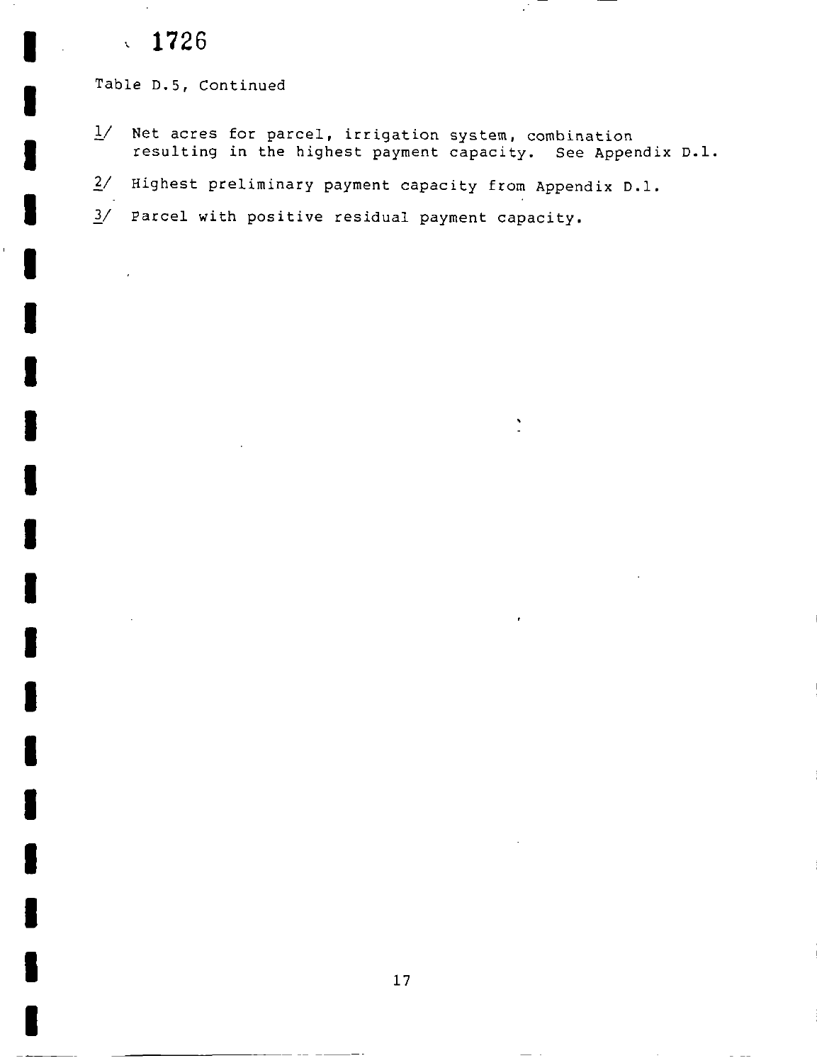1726

Table D.5, Continued

1/ Net acres for parcel, irrigation system, combination resulting in the highest payment capacity. See Appendix D.1.

2/ Highest preliminary payment capacity from Appendix D.1.

3/ Parcel with positive residual payment capacity.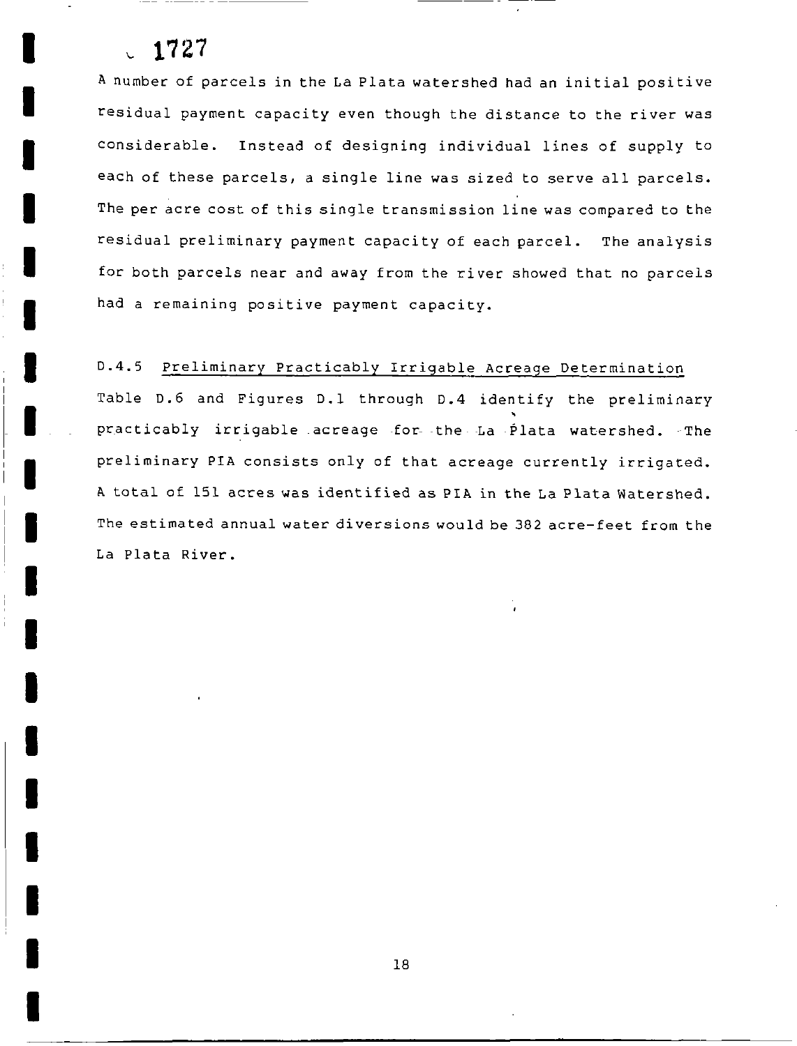A number of parcels in the La Plata watershed had an initial positive residual payment capacity even though the distance to the river was considerable. Instead of designing individual lines of supply to each of these parcels, a single line was sized to serve all parcels. The per acre cost of this single transmission line was compared to the residual preliminary payment capacity of each parcel. The analysis for both parcels near and away from the river showed that no parcels had a remaining positive payment capacity.

### D.4.5 Preliminary Practicably Irrigable Acreage Determination

Table D.6 and Figures D.1 through D.4 identify the preliminary practicably irrigable acreage for the La Plata watershed. The preliminary PIA consists only of that acreage currently irrigated. A total of 151 acres was identified as PIA in the La Plata Watershed. The estimated annual water diversions would be 382 acre-feet from the La Plata River.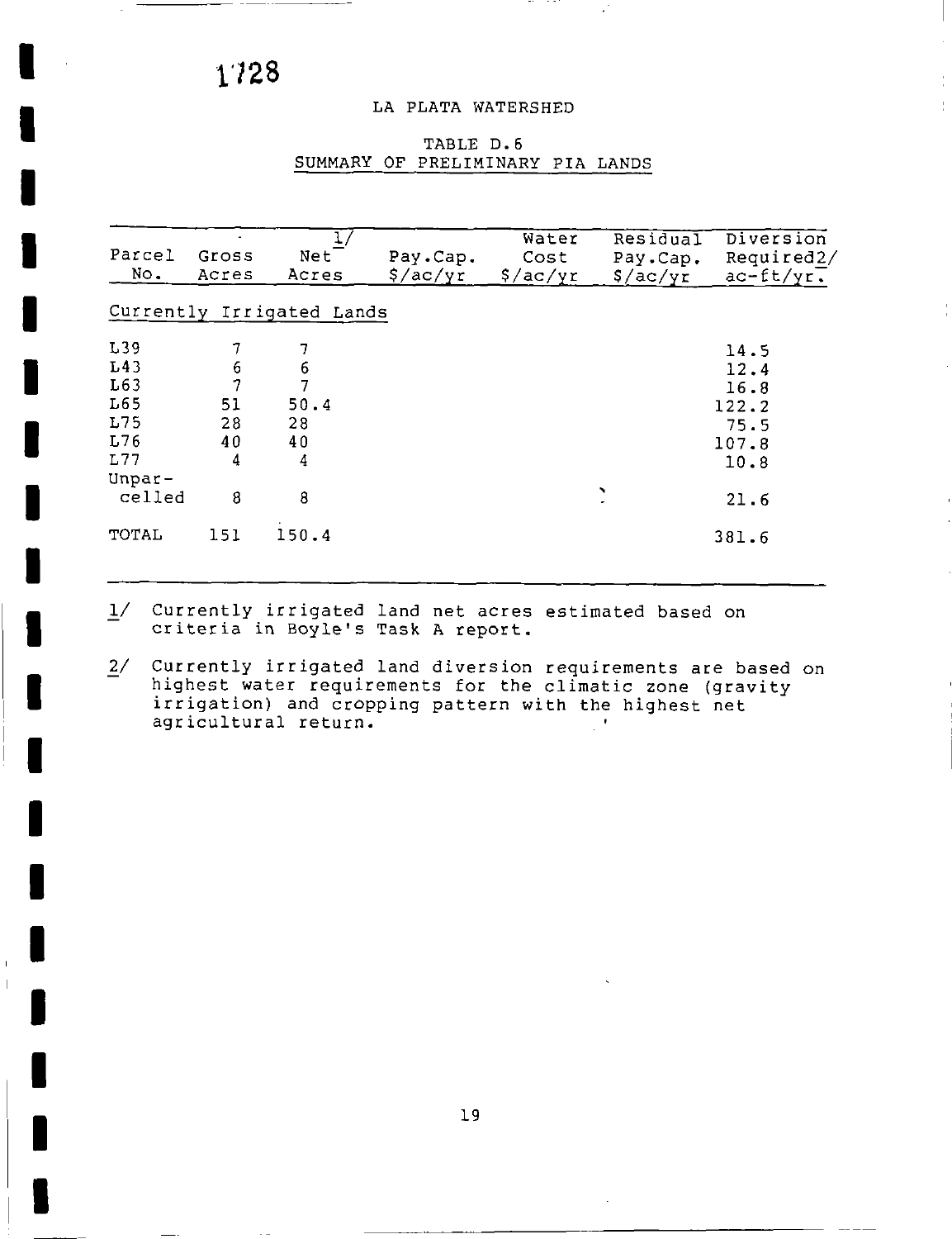1728

LA PLATA WATERSHED

TABLE D.6
SUMMARY OF PRELIMINARY PIA LANDS

| Parcel No. | Gross Acres | Net Acres 1/ | Pay.Cap. $/ac/yr | Water Cost $/ac/yr | Residual Pay.Cap. $/ac/yr | Diversion Required 2/ ac-ft/yr. |
|---|---|---|---|---|---|---|
| Currently Irrigated Lands | | | | | | |
| L39 | 7 | 7 | | | | 14.5 |
| L43 | 6 | 6 | | | | 12.4 |
| L63 | 7 | 7 | | | | 16.8 |
| L65 | 51 | 50.4 | | | | 122.2 |
| L75 | 28 | 28 | | | | 75.5 |
| L76 | 40 | 40 | | | | 107.8 |
| L77 | 4 | 4 | | | | 10.8 |
| Unpar-celled | 8 | 8 | | | | 21.6 |
| TOTAL | 151 | 150.4 | | | | 381.6 |

1/ Currently irrigated land net acres estimated based on criteria in Boyle's Task A report.

2/ Currently irrigated land diversion requirements are based on highest water requirements for the climatic zone (gravity irrigation) and cropping pattern with the highest net agricultural return.